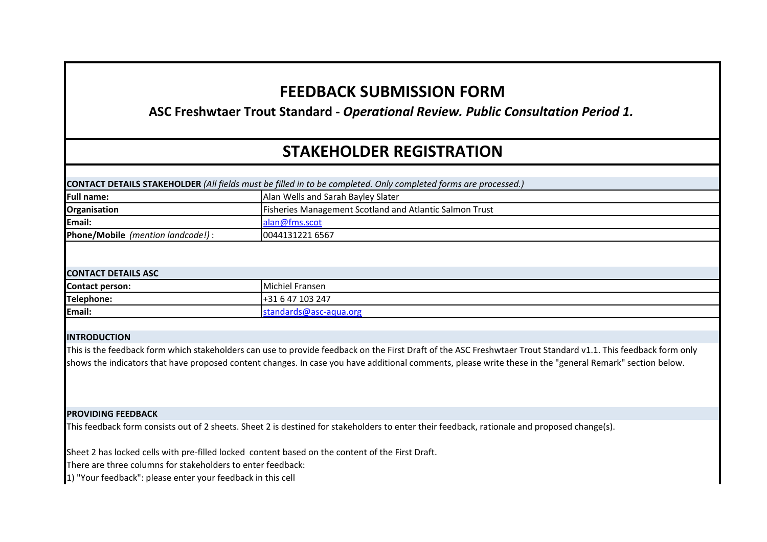# FEEDBACK SUBMISSION FORM

**ASC Freshwtaer Trout Standard -** ***Operational Review. Public Consultation Period 1.***

## STAKEHOLDER REGISTRATION

| **CONTACT DETAILS STAKEHOLDER** *(All fields must be filled in to be completed. Only completed forms are processed.)* | |
|---|---|
| **Full name:** | Alan Wells and Sarah Bayley Slater |
| **Organisation** | Fisheries Management Scotland and Atlantic Salmon Trust |
| **Email:** | alan@fms.scot |
| **Phone/Mobile** *(mention landcode!)* : | 0044131221 6567 |

| **CONTACT DETAILS ASC** | |
|---|---|
| **Contact person:** | Michiel Fransen |
| **Telephone:** | +31 6 47 103 247 |
| **Email:** | standards@asc-aqua.org |

**INTRODUCTION**

This is the feedback form which stakeholders can use to provide feedback on the First Draft of the ASC Freshwtaer Trout Standard v1.1. This feedback form only shows the indicators that have proposed content changes. In case you have additional comments, please write these in the "general Remark" section below.

**PROVIDING FEEDBACK**

This feedback form consists out of 2 sheets. Sheet 2 is destined for stakeholders to enter their feedback, rationale and proposed change(s).

Sheet 2 has locked cells with pre-filled locked content based on the content of the First Draft.
There are three columns for stakeholders to enter feedback:
1) "Your feedback": please enter your feedback in this cell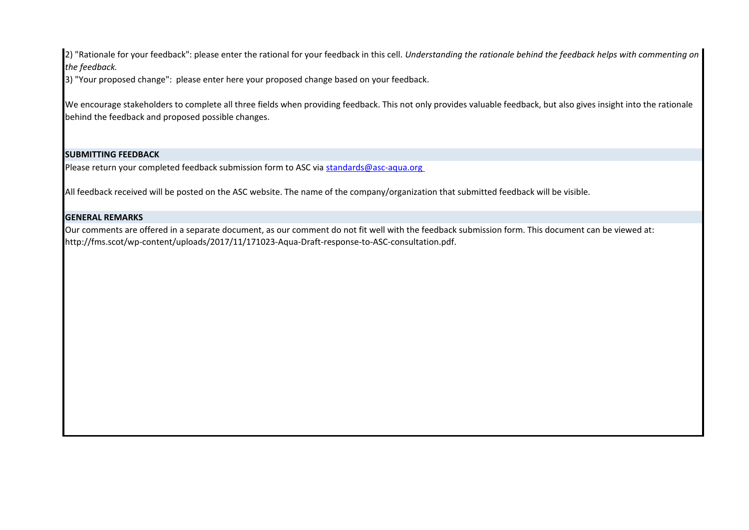2) "Rationale for your feedback": please enter the rational for your feedback in this cell. *Understanding the rationale behind the feedback helps with commenting on the feedback.*

3) "Your proposed change": please enter here your proposed change based on your feedback.

We encourage stakeholders to complete all three fields when providing feedback. This not only provides valuable feedback, but also gives insight into the rationale behind the feedback and proposed possible changes.

**SUBMITTING FEEDBACK**

Please return your completed feedback submission form to ASC via standards@asc-aqua.org

All feedback received will be posted on the ASC website. The name of the company/organization that submitted feedback will be visible.

**GENERAL REMARKS**

Our comments are offered in a separate document, as our comment do not fit well with the feedback submission form. This document can be viewed at: http://fms.scot/wp-content/uploads/2017/11/171023-Aqua-Draft-response-to-ASC-consultation.pdf.